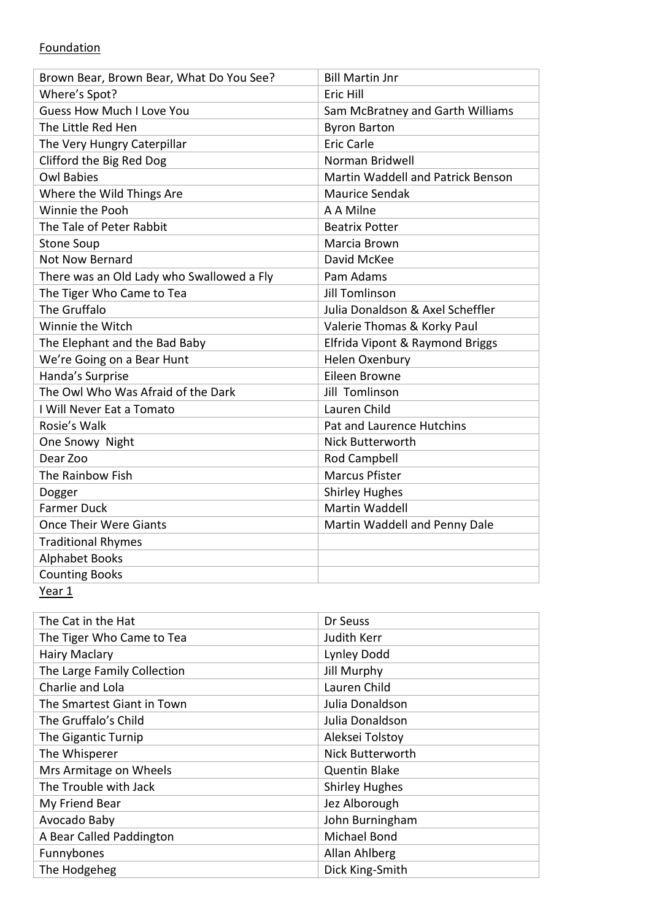Foundation

| Brown Bear, Brown Bear, What Do You See? | Bill Martin Jnr |
|---|---|
| Where's Spot? | Eric Hill |
| Guess How Much I Love You | Sam McBratney and Garth Williams |
| The Little Red Hen | Byron Barton |
| The Very Hungry Caterpillar | Eric Carle |
| Clifford the Big Red Dog | Norman Bridwell |
| Owl Babies | Martin Waddell and Patrick Benson |
| Where the Wild Things Are | Maurice Sendak |
| Winnie the Pooh | A A Milne |
| The Tale of Peter Rabbit | Beatrix Potter |
| Stone Soup | Marcia Brown |
| Not Now Bernard | David McKee |
| There was an Old Lady who Swallowed a Fly | Pam Adams |
| The Tiger Who Came to Tea | Jill Tomlinson |
| The Gruffalo | Julia Donaldson & Axel Scheffler |
| Winnie the Witch | Valerie Thomas & Korky Paul |
| The Elephant and the Bad Baby | Elfrida Vipont & Raymond Briggs |
| We're Going on a Bear Hunt | Helen Oxenbury |
| Handa's Surprise | Eileen Browne |
| The Owl Who Was Afraid of the Dark | Jill Tomlinson |
| I Will Never Eat a Tomato | Lauren Child |
| Rosie's Walk | Pat and Laurence Hutchins |
| One Snowy Night | Nick Butterworth |
| Dear Zoo | Rod Campbell |
| The Rainbow Fish | Marcus Pfister |
| Dogger | Shirley Hughes |
| Farmer Duck | Martin Waddell |
| Once Their Were Giants | Martin Waddell and Penny Dale |
| Traditional Rhymes | |
| Alphabet Books | |
| Counting Books | |

Year 1

| The Cat in the Hat | Dr Seuss |
|---|---|
| The Tiger Who Came to Tea | Judith Kerr |
| Hairy Maclary | Lynley Dodd |
| The Large Family Collection | Jill Murphy |
| Charlie and Lola | Lauren Child |
| The Smartest Giant in Town | Julia Donaldson |
| The Gruffalo's Child | Julia Donaldson |
| The Gigantic Turnip | Aleksei Tolstoy |
| The Whisperer | Nick Butterworth |
| Mrs Armitage on Wheels | Quentin Blake |
| The Trouble with Jack | Shirley Hughes |
| My Friend Bear | Jez Alborough |
| Avocado Baby | John Burningham |
| A Bear Called Paddington | Michael Bond |
| Funnybones | Allan Ahlberg |
| The Hodgeheg | Dick King-Smith |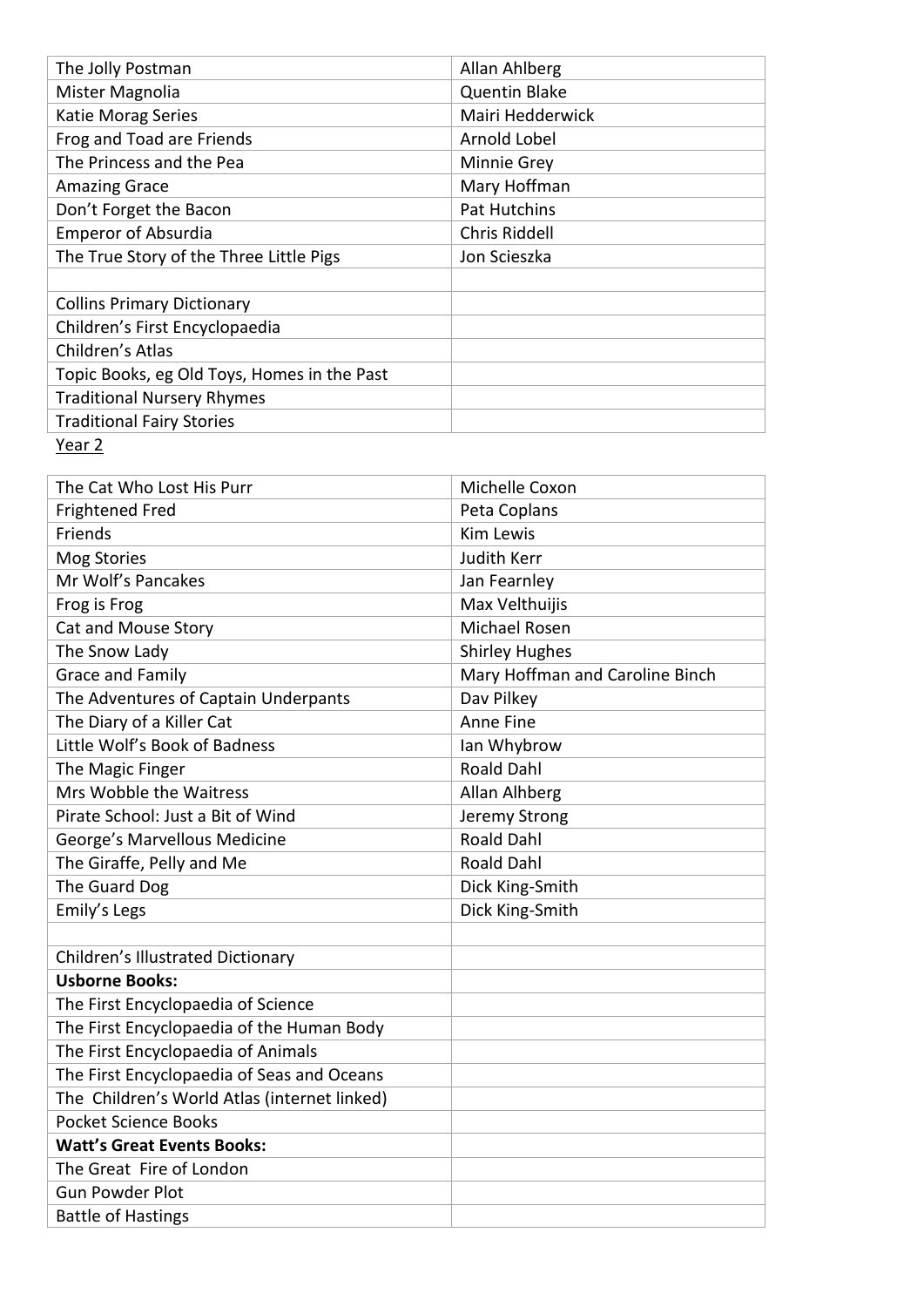| | |
|---|---|
| The Jolly Postman | Allan Ahlberg |
| Mister Magnolia | Quentin Blake |
| Katie Morag Series | Mairi Hedderwick |
| Frog and Toad are Friends | Arnold Lobel |
| The Princess and the Pea | Minnie Grey |
| Amazing Grace | Mary Hoffman |
| Don't Forget the Bacon | Pat Hutchins |
| Emperor of Absurdia | Chris Riddell |
| The True Story of the Three Little Pigs | Jon Scieszka |
| | |
| Collins Primary Dictionary | |
| Children's First Encyclopaedia | |
| Children's Atlas | |
| Topic Books, eg Old Toys, Homes in the Past | |
| Traditional Nursery Rhymes | |
| Traditional Fairy Stories | |

Year 2

| | |
|---|---|
| The Cat Who Lost His Purr | Michelle Coxon |
| Frightened Fred | Peta Coplans |
| Friends | Kim Lewis |
| Mog Stories | Judith Kerr |
| Mr Wolf's Pancakes | Jan Fearnley |
| Frog is Frog | Max Velthuijis |
| Cat and Mouse Story | Michael Rosen |
| The Snow Lady | Shirley Hughes |
| Grace and Family | Mary Hoffman and Caroline Binch |
| The Adventures of Captain Underpants | Dav Pilkey |
| The Diary of a Killer Cat | Anne Fine |
| Little Wolf's Book of Badness | Ian Whybrow |
| The Magic Finger | Roald Dahl |
| Mrs Wobble the Waitress | Allan Alhberg |
| Pirate School: Just a Bit of Wind | Jeremy Strong |
| George's Marvellous Medicine | Roald Dahl |
| The Giraffe, Pelly and Me | Roald Dahl |
| The Guard Dog | Dick King-Smith |
| Emily's Legs | Dick King-Smith |
| | |
| Children's Illustrated Dictionary | |
| **Usborne Books:** | |
| The First Encyclopaedia of Science | |
| The First Encyclopaedia of the Human Body | |
| The First Encyclopaedia of Animals | |
| The First Encyclopaedia of Seas and Oceans | |
| The Children's World Atlas (internet linked) | |
| Pocket Science Books | |
| **Watt's Great Events Books:** | |
| The Great Fire of London | |
| Gun Powder Plot | |
| Battle of Hastings | |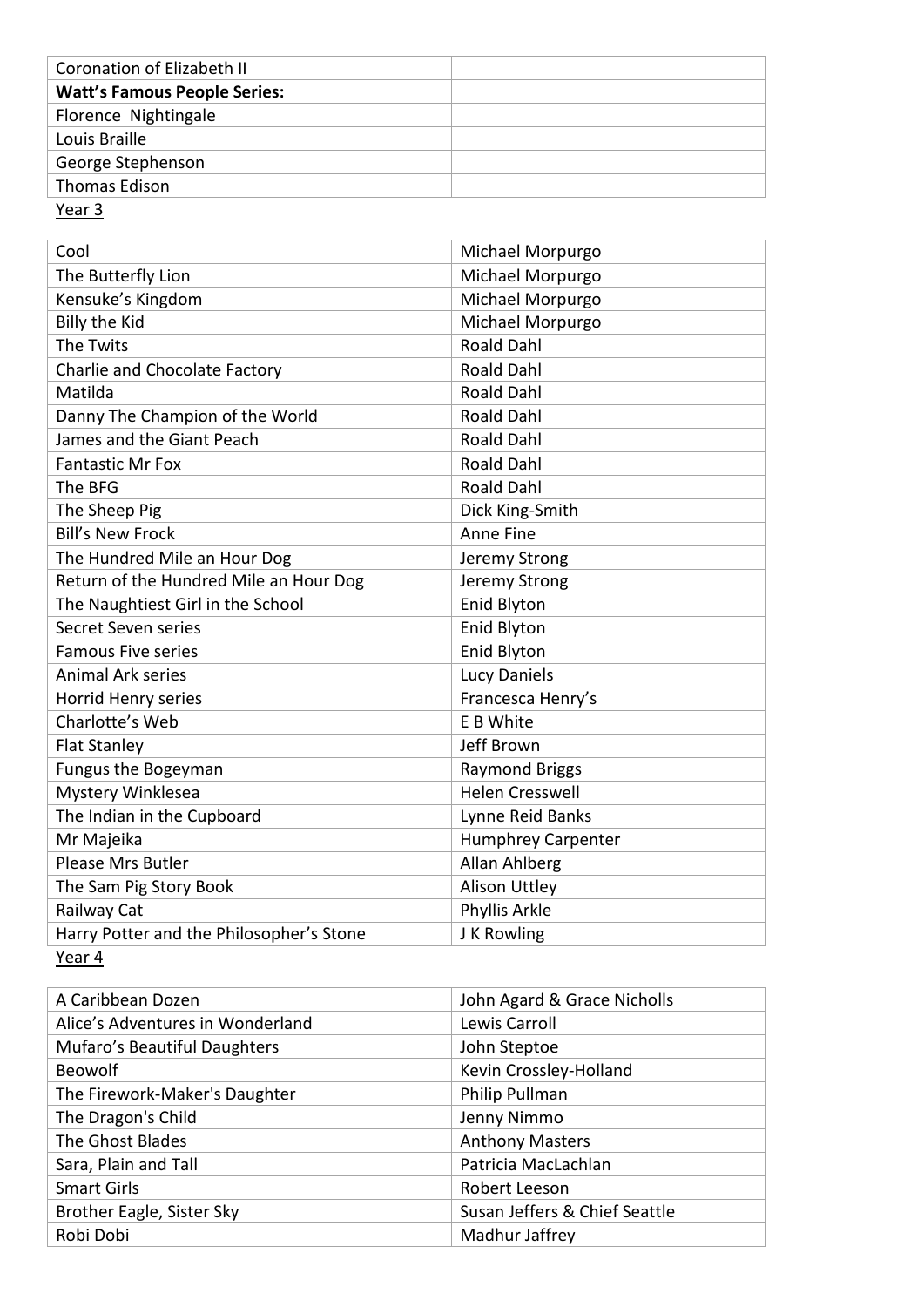| | |
|---|---|
| Coronation of Elizabeth II | |
| **Watt's Famous People Series:** | |
| Florence Nightingale | |
| Louis Braille | |
| George Stephenson | |
| Thomas Edison | |

Year 3

| | |
|---|---|
| Cool | Michael Morpurgo |
| The Butterfly Lion | Michael Morpurgo |
| Kensuke's Kingdom | Michael Morpurgo |
| Billy the Kid | Michael Morpurgo |
| The Twits | Roald Dahl |
| Charlie and Chocolate Factory | Roald Dahl |
| Matilda | Roald Dahl |
| Danny The Champion of the World | Roald Dahl |
| James and the Giant Peach | Roald Dahl |
| Fantastic Mr Fox | Roald Dahl |
| The BFG | Roald Dahl |
| The Sheep Pig | Dick King-Smith |
| Bill's New Frock | Anne Fine |
| The Hundred Mile an Hour Dog | Jeremy Strong |
| Return of the Hundred Mile an Hour Dog | Jeremy Strong |
| The Naughtiest Girl in the School | Enid Blyton |
| Secret Seven series | Enid Blyton |
| Famous Five series | Enid Blyton |
| Animal Ark series | Lucy Daniels |
| Horrid Henry series | Francesca Henry's |
| Charlotte's Web | E B White |
| Flat Stanley | Jeff Brown |
| Fungus the Bogeyman | Raymond Briggs |
| Mystery Winklesea | Helen Cresswell |
| The Indian in the Cupboard | Lynne Reid Banks |
| Mr Majeika | Humphrey Carpenter |
| Please Mrs Butler | Allan Ahlberg |
| The Sam Pig Story Book | Alison Uttley |
| Railway Cat | Phyllis Arkle |
| Harry Potter and the Philosopher's Stone | J K Rowling |

Year 4

| | |
|---|---|
| A Caribbean Dozen | John Agard & Grace Nicholls |
| Alice's Adventures in Wonderland | Lewis Carroll |
| Mufaro's Beautiful Daughters | John Steptoe |
| Beowolf | Kevin Crossley-Holland |
| The Firework-Maker's Daughter | Philip Pullman |
| The Dragon's Child | Jenny Nimmo |
| The Ghost Blades | Anthony Masters |
| Sara, Plain and Tall | Patricia MacLachlan |
| Smart Girls | Robert Leeson |
| Brother Eagle, Sister Sky | Susan Jeffers & Chief Seattle |
| Robi Dobi | Madhur Jaffrey |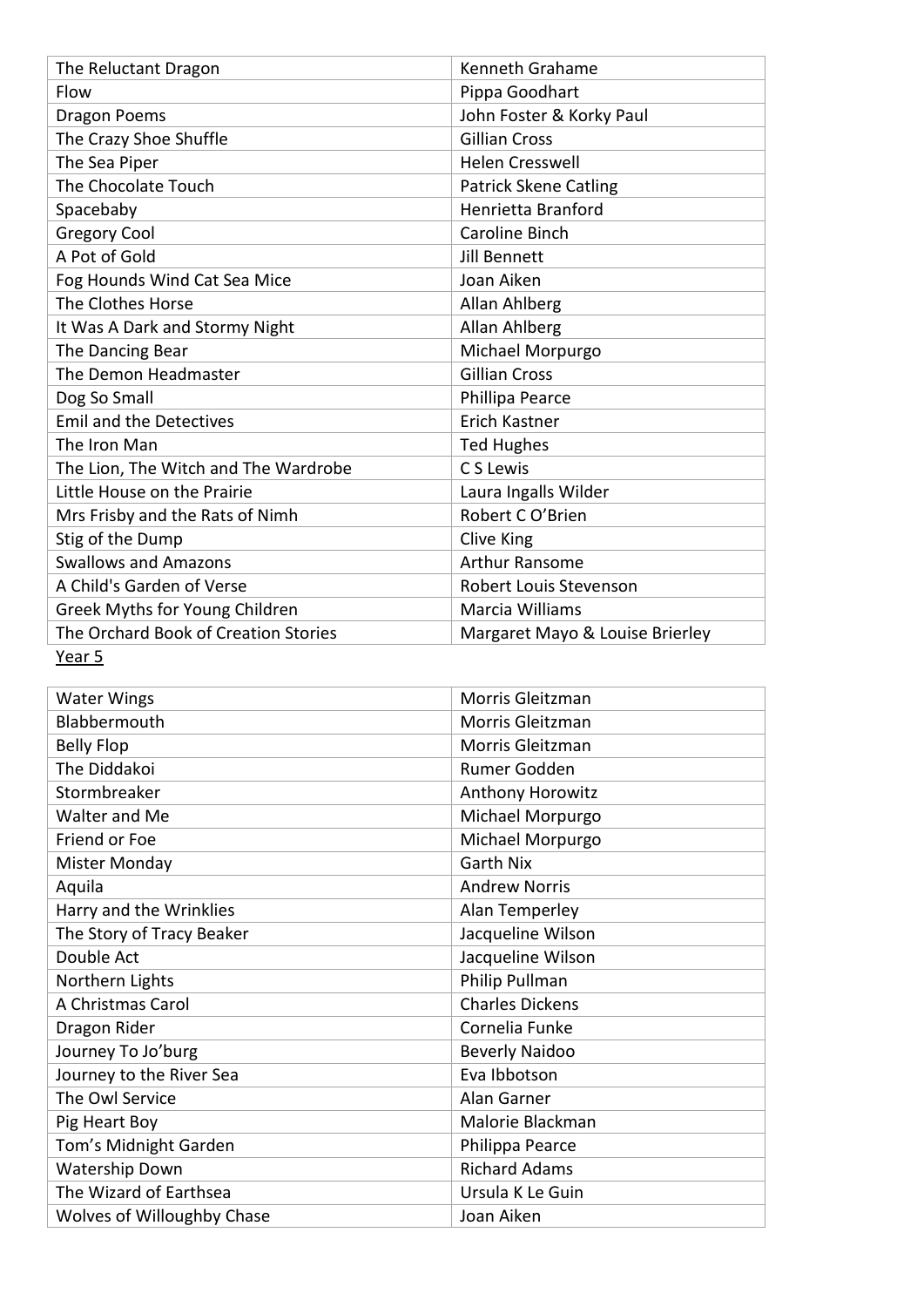| | |
|---|---|
| The Reluctant Dragon | Kenneth Grahame |
| Flow | Pippa Goodhart |
| Dragon Poems | John Foster & Korky Paul |
| The Crazy Shoe Shuffle | Gillian Cross |
| The Sea Piper | Helen Cresswell |
| The Chocolate Touch | Patrick Skene Catling |
| Spacebaby | Henrietta Branford |
| Gregory Cool | Caroline Binch |
| A Pot of Gold | Jill Bennett |
| Fog Hounds Wind Cat Sea Mice | Joan Aiken |
| The Clothes Horse | Allan Ahlberg |
| It Was A Dark and Stormy Night | Allan Ahlberg |
| The Dancing Bear | Michael Morpurgo |
| The Demon Headmaster | Gillian Cross |
| Dog So Small | Phillipa Pearce |
| Emil and the Detectives | Erich Kastner |
| The Iron Man | Ted Hughes |
| The Lion, The Witch and The Wardrobe | C S Lewis |
| Little House on the Prairie | Laura Ingalls Wilder |
| Mrs Frisby and the Rats of Nimh | Robert C O'Brien |
| Stig of the Dump | Clive King |
| Swallows and Amazons | Arthur Ransome |
| A Child's Garden of Verse | Robert Louis Stevenson |
| Greek Myths for Young Children | Marcia Williams |
| The Orchard Book of Creation Stories | Margaret Mayo & Louise Brierley |

<u>Year 5</u>

| | |
|---|---|
| Water Wings | Morris Gleitzman |
| Blabbermouth | Morris Gleitzman |
| Belly Flop | Morris Gleitzman |
| The Diddakoi | Rumer Godden |
| Stormbreaker | Anthony Horowitz |
| Walter and Me | Michael Morpurgo |
| Friend or Foe | Michael Morpurgo |
| Mister Monday | Garth Nix |
| Aquila | Andrew Norris |
| Harry and the Wrinklies | Alan Temperley |
| The Story of Tracy Beaker | Jacqueline Wilson |
| Double Act | Jacqueline Wilson |
| Northern Lights | Philip Pullman |
| A Christmas Carol | Charles Dickens |
| Dragon Rider | Cornelia Funke |
| Journey To Jo'burg | Beverly Naidoo |
| Journey to the River Sea | Eva Ibbotson |
| The Owl Service | Alan Garner |
| Pig Heart Boy | Malorie Blackman |
| Tom's Midnight Garden | Philippa Pearce |
| Watership Down | Richard Adams |
| The Wizard of Earthsea | Ursula K Le Guin |
| Wolves of Willoughby Chase | Joan Aiken |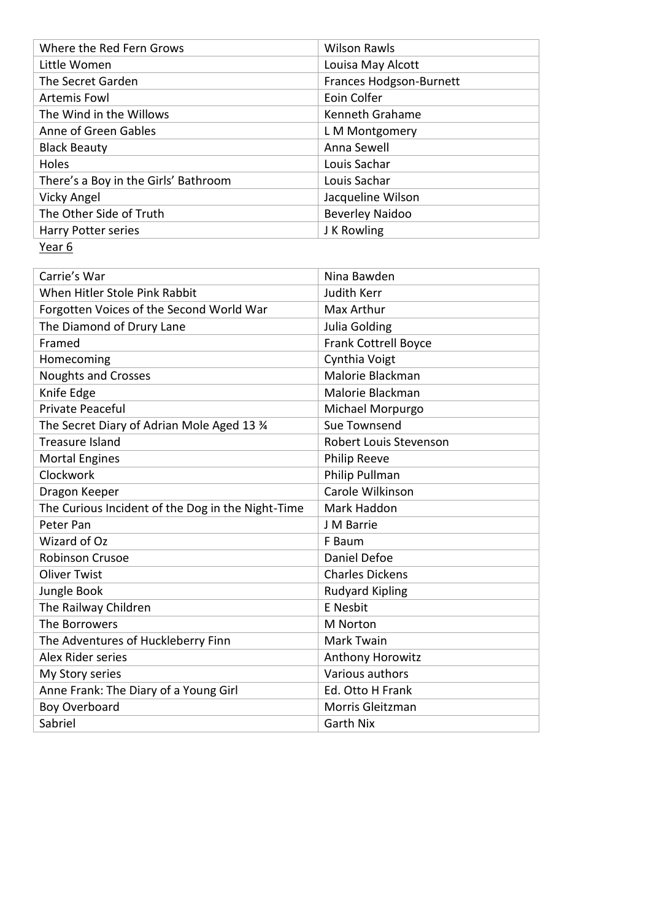| | |
|---|---|
| Where the Red Fern Grows | Wilson Rawls |
| Little Women | Louisa May Alcott |
| The Secret Garden | Frances Hodgson-Burnett |
| Artemis Fowl | Eoin Colfer |
| The Wind in the Willows | Kenneth Grahame |
| Anne of Green Gables | L M Montgomery |
| Black Beauty | Anna Sewell |
| Holes | Louis Sachar |
| There's a Boy in the Girls' Bathroom | Louis Sachar |
| Vicky Angel | Jacqueline Wilson |
| The Other Side of Truth | Beverley Naidoo |
| Harry Potter series | J K Rowling |

<u>Year 6</u>

| | |
|---|---|
| Carrie's War | Nina Bawden |
| When Hitler Stole Pink Rabbit | Judith Kerr |
| Forgotten Voices of the Second World War | Max Arthur |
| The Diamond of Drury Lane | Julia Golding |
| Framed | Frank Cottrell Boyce |
| Homecoming | Cynthia Voigt |
| Noughts and Crosses | Malorie Blackman |
| Knife Edge | Malorie Blackman |
| Private Peaceful | Michael Morpurgo |
| The Secret Diary of Adrian Mole Aged 13 ¾ | Sue Townsend |
| Treasure Island | Robert Louis Stevenson |
| Mortal Engines | Philip Reeve |
| Clockwork | Philip Pullman |
| Dragon Keeper | Carole Wilkinson |
| The Curious Incident of the Dog in the Night-Time | Mark Haddon |
| Peter Pan | J M Barrie |
| Wizard of Oz | F Baum |
| Robinson Crusoe | Daniel Defoe |
| Oliver Twist | Charles Dickens |
| Jungle Book | Rudyard Kipling |
| The Railway Children | E Nesbit |
| The Borrowers | M Norton |
| The Adventures of Huckleberry Finn | Mark Twain |
| Alex Rider series | Anthony Horowitz |
| My Story series | Various authors |
| Anne Frank: The Diary of a Young Girl | Ed. Otto H Frank |
| Boy Overboard | Morris Gleitzman |
| Sabriel | Garth Nix |